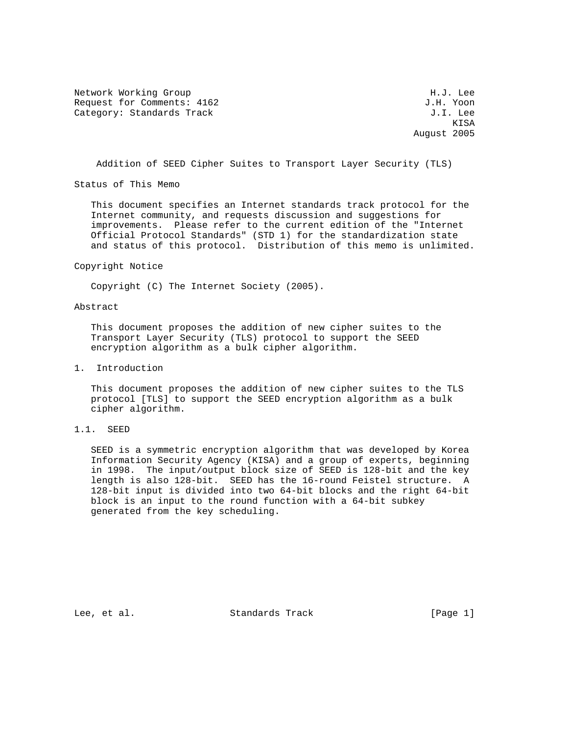Network Working Group H.J. Lee
Request for Comments: 4162 J.H. Yoon
Category: Standards Track J.I. Lee
KISA
August 2005

# Addition of SEED Cipher Suites to Transport Layer Security (TLS)

## Status of This Memo

This document specifies an Internet standards track protocol for the Internet community, and requests discussion and suggestions for improvements. Please refer to the current edition of the "Internet Official Protocol Standards" (STD 1) for the standardization state and status of this protocol. Distribution of this memo is unlimited.

## Copyright Notice

Copyright (C) The Internet Society (2005).

## Abstract

This document proposes the addition of new cipher suites to the Transport Layer Security (TLS) protocol to support the SEED encryption algorithm as a bulk cipher algorithm.

## 1. Introduction

This document proposes the addition of new cipher suites to the TLS protocol [TLS] to support the SEED encryption algorithm as a bulk cipher algorithm.

### 1.1. SEED

SEED is a symmetric encryption algorithm that was developed by Korea Information Security Agency (KISA) and a group of experts, beginning in 1998. The input/output block size of SEED is 128-bit and the key length is also 128-bit. SEED has the 16-round Feistel structure. A 128-bit input is divided into two 64-bit blocks and the right 64-bit block is an input to the round function with a 64-bit subkey generated from the key scheduling.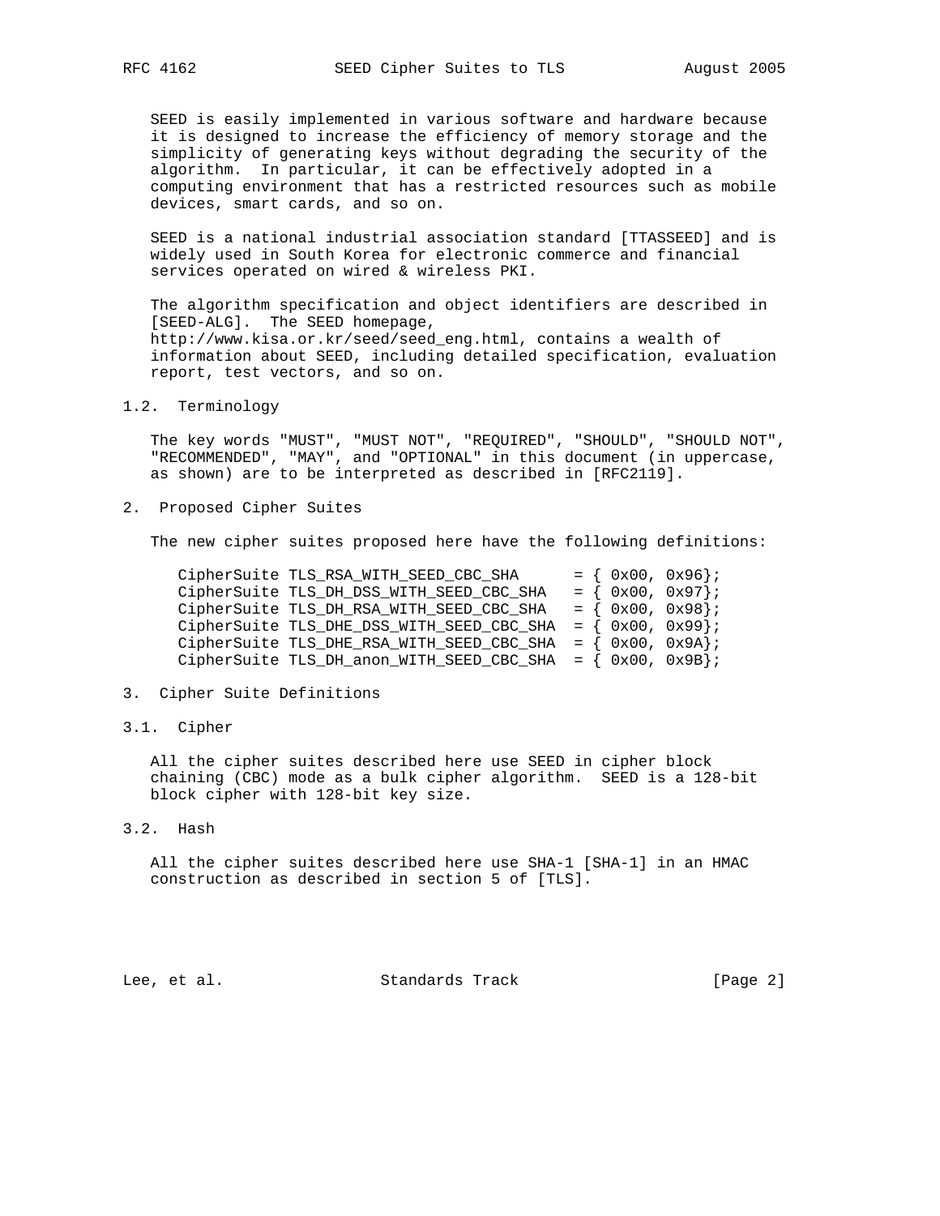SEED is easily implemented in various software and hardware because it is designed to increase the efficiency of memory storage and the simplicity of generating keys without degrading the security of the algorithm. In particular, it can be effectively adopted in a computing environment that has a restricted resources such as mobile devices, smart cards, and so on.

SEED is a national industrial association standard [TTASSEED] and is widely used in South Korea for electronic commerce and financial services operated on wired & wireless PKI.

The algorithm specification and object identifiers are described in [SEED-ALG]. The SEED homepage, http://www.kisa.or.kr/seed/seed_eng.html, contains a wealth of information about SEED, including detailed specification, evaluation report, test vectors, and so on.

### 1.2. Terminology

The key words "MUST", "MUST NOT", "REQUIRED", "SHOULD", "SHOULD NOT", "RECOMMENDED", "MAY", and "OPTIONAL" in this document (in uppercase, as shown) are to be interpreted as described in [RFC2119].

## 2. Proposed Cipher Suites

The new cipher suites proposed here have the following definitions:

```
CipherSuite TLS_RSA_WITH_SEED_CBC_SHA      = { 0x00, 0x96};
CipherSuite TLS_DH_DSS_WITH_SEED_CBC_SHA   = { 0x00, 0x97};
CipherSuite TLS_DH_RSA_WITH_SEED_CBC_SHA   = { 0x00, 0x98};
CipherSuite TLS_DHE_DSS_WITH_SEED_CBC_SHA  = { 0x00, 0x99};
CipherSuite TLS_DHE_RSA_WITH_SEED_CBC_SHA  = { 0x00, 0x9A};
CipherSuite TLS_DH_anon_WITH_SEED_CBC_SHA  = { 0x00, 0x9B};
```

## 3. Cipher Suite Definitions

### 3.1. Cipher

All the cipher suites described here use SEED in cipher block chaining (CBC) mode as a bulk cipher algorithm. SEED is a 128-bit block cipher with 128-bit key size.

### 3.2. Hash

All the cipher suites described here use SHA-1 [SHA-1] in an HMAC construction as described in section 5 of [TLS].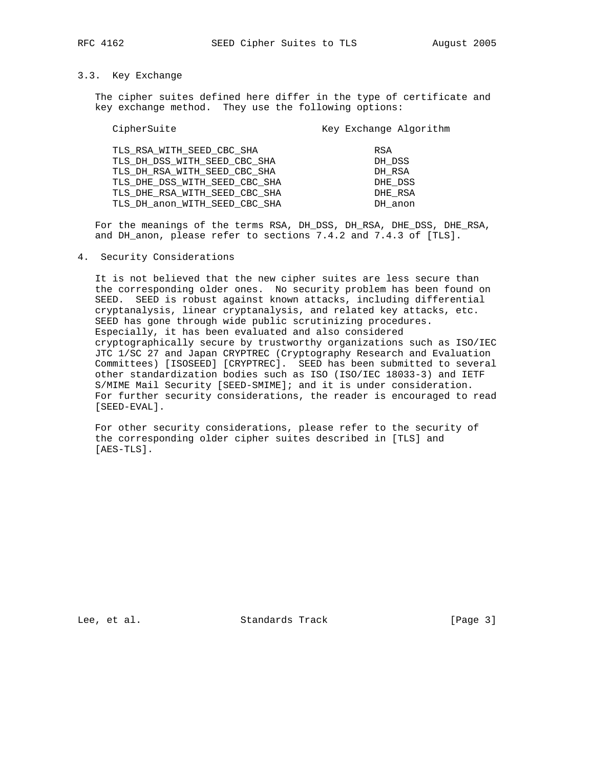### 3.3. Key Exchange

The cipher suites defined here differ in the type of certificate and key exchange method. They use the following options:

| CipherSuite | Key Exchange Algorithm |
|---|---|
| TLS_RSA_WITH_SEED_CBC_SHA | RSA |
| TLS_DH_DSS_WITH_SEED_CBC_SHA | DH_DSS |
| TLS_DH_RSA_WITH_SEED_CBC_SHA | DH_RSA |
| TLS_DHE_DSS_WITH_SEED_CBC_SHA | DHE_DSS |
| TLS_DHE_RSA_WITH_SEED_CBC_SHA | DHE_RSA |
| TLS_DH_anon_WITH_SEED_CBC_SHA | DH_anon |

For the meanings of the terms RSA, DH_DSS, DH_RSA, DHE_DSS, DHE_RSA, and DH_anon, please refer to sections 7.4.2 and 7.4.3 of [TLS].

## 4. Security Considerations

It is not believed that the new cipher suites are less secure than the corresponding older ones. No security problem has been found on SEED. SEED is robust against known attacks, including differential cryptanalysis, linear cryptanalysis, and related key attacks, etc. SEED has gone through wide public scrutinizing procedures. Especially, it has been evaluated and also considered cryptographically secure by trustworthy organizations such as ISO/IEC JTC 1/SC 27 and Japan CRYPTREC (Cryptography Research and Evaluation Committees) [ISOSEED] [CRYPTREC]. SEED has been submitted to several other standardization bodies such as ISO (ISO/IEC 18033-3) and IETF S/MIME Mail Security [SEED-SMIME]; and it is under consideration. For further security considerations, the reader is encouraged to read [SEED-EVAL].

For other security considerations, please refer to the security of the corresponding older cipher suites described in [TLS] and [AES-TLS].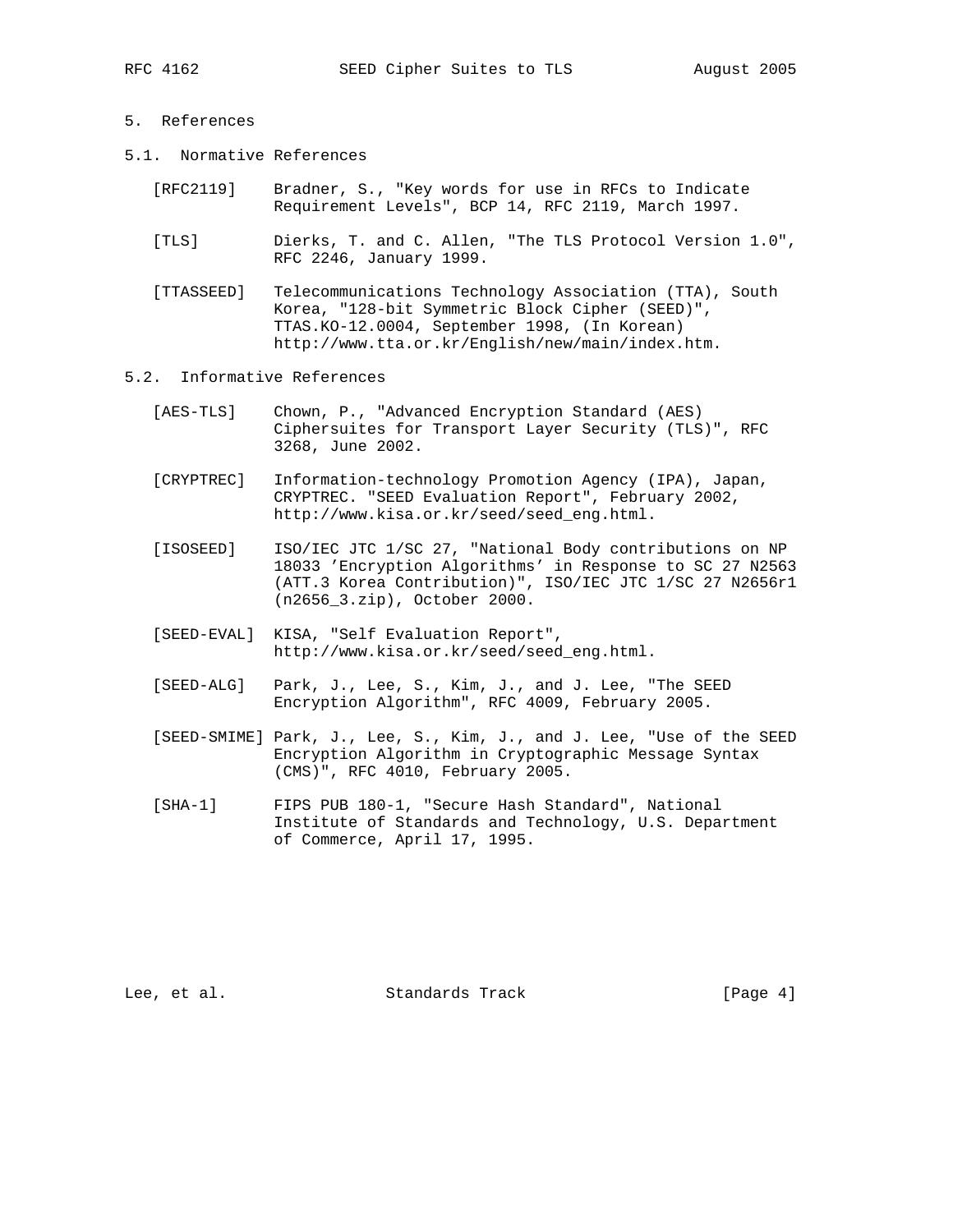# 5. References

## 5.1. Normative References

[RFC2119] Bradner, S., "Key words for use in RFCs to Indicate Requirement Levels", BCP 14, RFC 2119, March 1997.

[TLS] Dierks, T. and C. Allen, "The TLS Protocol Version 1.0", RFC 2246, January 1999.

[TTASSEED] Telecommunications Technology Association (TTA), South Korea, "128-bit Symmetric Block Cipher (SEED)", TTAS.KO-12.0004, September 1998, (In Korean) http://www.tta.or.kr/English/new/main/index.htm.

## 5.2. Informative References

[AES-TLS] Chown, P., "Advanced Encryption Standard (AES) Ciphersuites for Transport Layer Security (TLS)", RFC 3268, June 2002.

[CRYPTREC] Information-technology Promotion Agency (IPA), Japan, CRYPTREC. "SEED Evaluation Report", February 2002, http://www.kisa.or.kr/seed/seed_eng.html.

[ISOSEED] ISO/IEC JTC 1/SC 27, "National Body contributions on NP 18033 'Encryption Algorithms' in Response to SC 27 N2563 (ATT.3 Korea Contribution)", ISO/IEC JTC 1/SC 27 N2656r1 (n2656_3.zip), October 2000.

[SEED-EVAL] KISA, "Self Evaluation Report", http://www.kisa.or.kr/seed/seed_eng.html.

[SEED-ALG] Park, J., Lee, S., Kim, J., and J. Lee, "The SEED Encryption Algorithm", RFC 4009, February 2005.

[SEED-SMIME] Park, J., Lee, S., Kim, J., and J. Lee, "Use of the SEED Encryption Algorithm in Cryptographic Message Syntax (CMS)", RFC 4010, February 2005.

[SHA-1] FIPS PUB 180-1, "Secure Hash Standard", National Institute of Standards and Technology, U.S. Department of Commerce, April 17, 1995.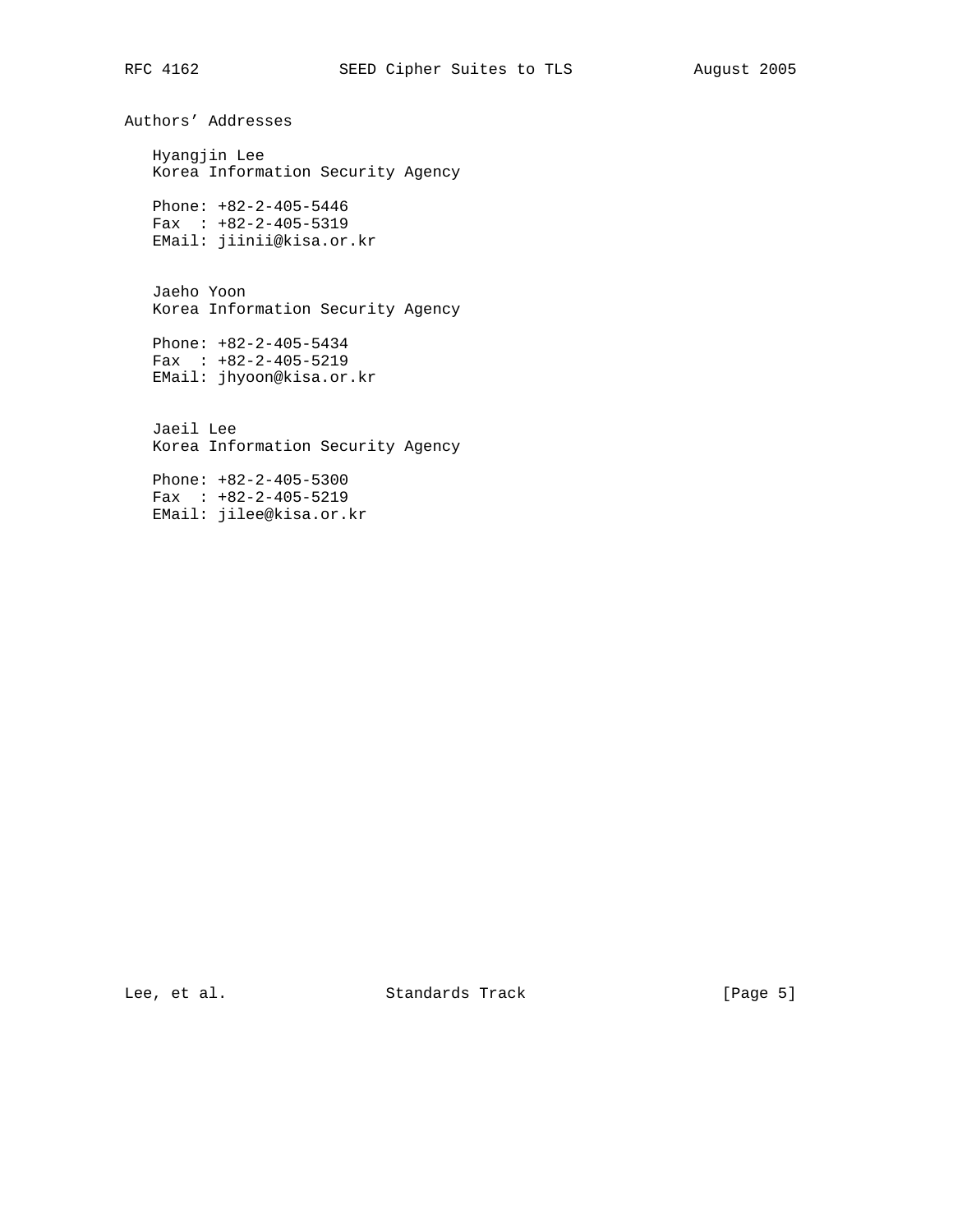## Authors' Addresses

Hyangjin Lee
Korea Information Security Agency

Phone: +82-2-405-5446
Fax : +82-2-405-5319
EMail: jiinii@kisa.or.kr

Jaeho Yoon
Korea Information Security Agency

Phone: +82-2-405-5434
Fax : +82-2-405-5219
EMail: jhyoon@kisa.or.kr

Jaeil Lee
Korea Information Security Agency

Phone: +82-2-405-5300
Fax : +82-2-405-5219
EMail: jilee@kisa.or.kr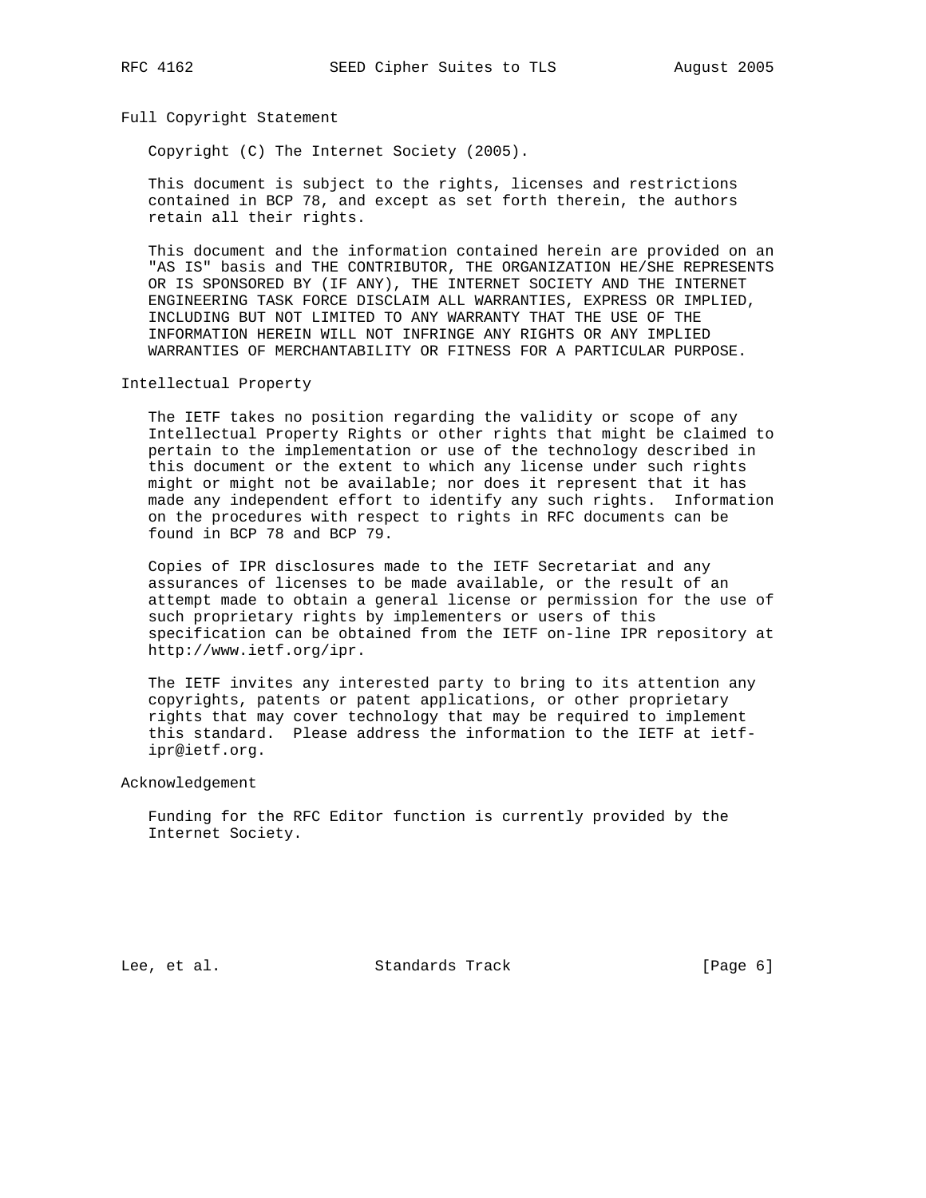## Full Copyright Statement

Copyright (C) The Internet Society (2005).

This document is subject to the rights, licenses and restrictions contained in BCP 78, and except as set forth therein, the authors retain all their rights.

This document and the information contained herein are provided on an "AS IS" basis and THE CONTRIBUTOR, THE ORGANIZATION HE/SHE REPRESENTS OR IS SPONSORED BY (IF ANY), THE INTERNET SOCIETY AND THE INTERNET ENGINEERING TASK FORCE DISCLAIM ALL WARRANTIES, EXPRESS OR IMPLIED, INCLUDING BUT NOT LIMITED TO ANY WARRANTY THAT THE USE OF THE INFORMATION HEREIN WILL NOT INFRINGE ANY RIGHTS OR ANY IMPLIED WARRANTIES OF MERCHANTABILITY OR FITNESS FOR A PARTICULAR PURPOSE.

## Intellectual Property

The IETF takes no position regarding the validity or scope of any Intellectual Property Rights or other rights that might be claimed to pertain to the implementation or use of the technology described in this document or the extent to which any license under such rights might or might not be available; nor does it represent that it has made any independent effort to identify any such rights. Information on the procedures with respect to rights in RFC documents can be found in BCP 78 and BCP 79.

Copies of IPR disclosures made to the IETF Secretariat and any assurances of licenses to be made available, or the result of an attempt made to obtain a general license or permission for the use of such proprietary rights by implementers or users of this specification can be obtained from the IETF on-line IPR repository at http://www.ietf.org/ipr.

The IETF invites any interested party to bring to its attention any copyrights, patents or patent applications, or other proprietary rights that may cover technology that may be required to implement this standard. Please address the information to the IETF at ietf-ipr@ietf.org.

## Acknowledgement

Funding for the RFC Editor function is currently provided by the Internet Society.